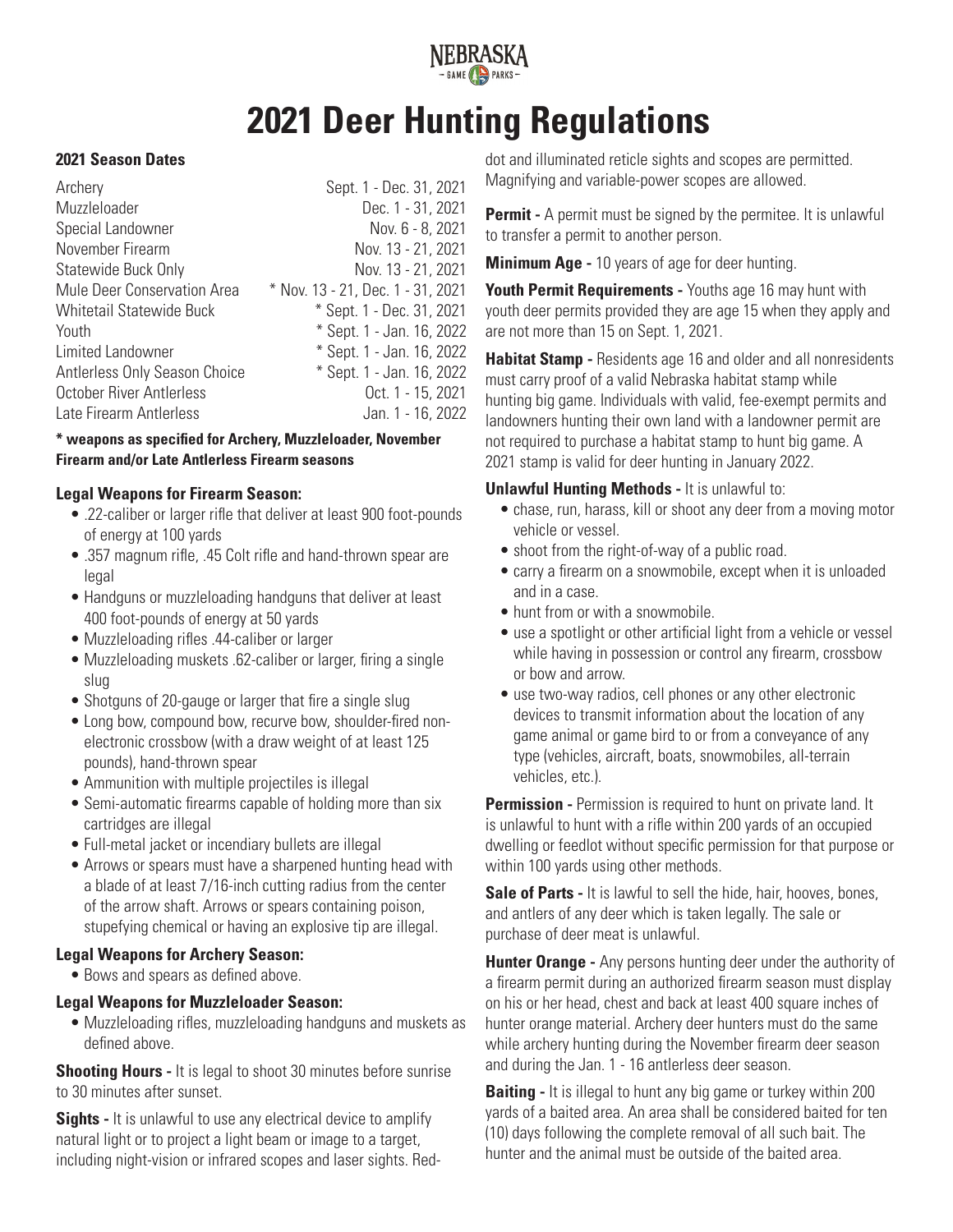NEBRASKA — GAME PARKS —

# 2021 Deer Hunting Regulations

## 2021 Season Dates

| | |
|---|---|
| Archery | Sept. 1 - Dec. 31, 2021 |
| Muzzleloader | Dec. 1 - 31, 2021 |
| Special Landowner | Nov. 6 - 8, 2021 |
| November Firearm | Nov. 13 - 21, 2021 |
| Statewide Buck Only | Nov. 13 - 21, 2021 |
| Mule Deer Conservation Area | * Nov. 13 - 21, Dec. 1 - 31, 2021 |
| Whitetail Statewide Buck | * Sept. 1 - Dec. 31, 2021 |
| Youth | * Sept. 1 - Jan. 16, 2022 |
| Limited Landowner | * Sept. 1 - Jan. 16, 2022 |
| Antlerless Only Season Choice | * Sept. 1 - Jan. 16, 2022 |
| October River Antlerless | Oct. 1 - 15, 2021 |
| Late Firearm Antlerless | Jan. 1 - 16, 2022 |

**\* weapons as specified for Archery, Muzzleloader, November Firearm and/or Late Antlerless Firearm seasons**

### Legal Weapons for Firearm Season:

- .22-caliber or larger rifle that deliver at least 900 foot-pounds of energy at 100 yards
- .357 magnum rifle, .45 Colt rifle and hand-thrown spear are legal
- Handguns or muzzleloading handguns that deliver at least 400 foot-pounds of energy at 50 yards
- Muzzleloading rifles .44-caliber or larger
- Muzzleloading muskets .62-caliber or larger, firing a single slug
- Shotguns of 20-gauge or larger that fire a single slug
- Long bow, compound bow, recurve bow, shoulder-fired non-electronic crossbow (with a draw weight of at least 125 pounds), hand-thrown spear
- Ammunition with multiple projectiles is illegal
- Semi-automatic firearms capable of holding more than six cartridges are illegal
- Full-metal jacket or incendiary bullets are illegal
- Arrows or spears must have a sharpened hunting head with a blade of at least 7/16-inch cutting radius from the center of the arrow shaft. Arrows or spears containing poison, stupefying chemical or having an explosive tip are illegal.

### Legal Weapons for Archery Season:

- Bows and spears as defined above.

### Legal Weapons for Muzzleloader Season:

- Muzzleloading rifles, muzzleloading handguns and muskets as defined above.

**Shooting Hours -** It is legal to shoot 30 minutes before sunrise to 30 minutes after sunset.

**Sights -** It is unlawful to use any electrical device to amplify natural light or to project a light beam or image to a target, including night-vision or infrared scopes and laser sights. Red-dot and illuminated reticle sights and scopes are permitted. Magnifying and variable-power scopes are allowed.

**Permit -** A permit must be signed by the permitee. It is unlawful to transfer a permit to another person.

**Minimum Age -** 10 years of age for deer hunting.

**Youth Permit Requirements -** Youths age 16 may hunt with youth deer permits provided they are age 15 when they apply and are not more than 15 on Sept. 1, 2021.

**Habitat Stamp -** Residents age 16 and older and all nonresidents must carry proof of a valid Nebraska habitat stamp while hunting big game. Individuals with valid, fee-exempt permits and landowners hunting their own land with a landowner permit are not required to purchase a habitat stamp to hunt big game. A 2021 stamp is valid for deer hunting in January 2022.

**Unlawful Hunting Methods -** It is unlawful to:

- chase, run, harass, kill or shoot any deer from a moving motor vehicle or vessel.
- shoot from the right-of-way of a public road.
- carry a firearm on a snowmobile, except when it is unloaded and in a case.
- hunt from or with a snowmobile.
- use a spotlight or other artificial light from a vehicle or vessel while having in possession or control any firearm, crossbow or bow and arrow.
- use two-way radios, cell phones or any other electronic devices to transmit information about the location of any game animal or game bird to or from a conveyance of any type (vehicles, aircraft, boats, snowmobiles, all-terrain vehicles, etc.).

**Permission -** Permission is required to hunt on private land. It is unlawful to hunt with a rifle within 200 yards of an occupied dwelling or feedlot without specific permission for that purpose or within 100 yards using other methods.

**Sale of Parts -** It is lawful to sell the hide, hair, hooves, bones, and antlers of any deer which is taken legally. The sale or purchase of deer meat is unlawful.

**Hunter Orange -** Any persons hunting deer under the authority of a firearm permit during an authorized firearm season must display on his or her head, chest and back at least 400 square inches of hunter orange material. Archery deer hunters must do the same while archery hunting during the November firearm deer season and during the Jan. 1 - 16 antlerless deer season.

**Baiting -** It is illegal to hunt any big game or turkey within 200 yards of a baited area. An area shall be considered baited for ten (10) days following the complete removal of all such bait. The hunter and the animal must be outside of the baited area.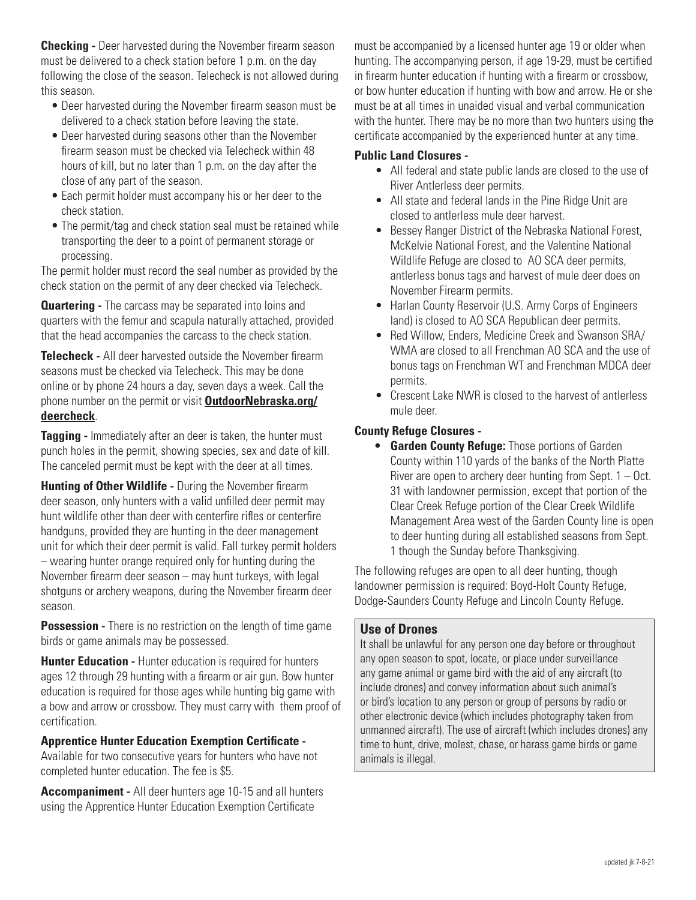**Checking -** Deer harvested during the November firearm season must be delivered to a check station before 1 p.m. on the day following the close of the season. Telecheck is not allowed during this season.

- Deer harvested during the November firearm season must be delivered to a check station before leaving the state.
- Deer harvested during seasons other than the November firearm season must be checked via Telecheck within 48 hours of kill, but no later than 1 p.m. on the day after the close of any part of the season.
- Each permit holder must accompany his or her deer to the check station.
- The permit/tag and check station seal must be retained while transporting the deer to a point of permanent storage or processing.

The permit holder must record the seal number as provided by the check station on the permit of any deer checked via Telecheck.

**Quartering -** The carcass may be separated into loins and quarters with the femur and scapula naturally attached, provided that the head accompanies the carcass to the check station.

**Telecheck -** All deer harvested outside the November firearm seasons must be checked via Telecheck. This may be done online or by phone 24 hours a day, seven days a week. Call the phone number on the permit or visit **OutdoorNebraska.org/deercheck**.

**Tagging -** Immediately after an deer is taken, the hunter must punch holes in the permit, showing species, sex and date of kill. The canceled permit must be kept with the deer at all times.

**Hunting of Other Wildlife -** During the November firearm deer season, only hunters with a valid unfilled deer permit may hunt wildlife other than deer with centerfire rifles or centerfire handguns, provided they are hunting in the deer management unit for which their deer permit is valid. Fall turkey permit holders – wearing hunter orange required only for hunting during the November firearm deer season – may hunt turkeys, with legal shotguns or archery weapons, during the November firearm deer season.

**Possession -** There is no restriction on the length of time game birds or game animals may be possessed.

**Hunter Education -** Hunter education is required for hunters ages 12 through 29 hunting with a firearm or air gun. Bow hunter education is required for those ages while hunting big game with a bow and arrow or crossbow. They must carry with them proof of certification.

**Apprentice Hunter Education Exemption Certificate -** Available for two consecutive years for hunters who have not completed hunter education. The fee is $5.

**Accompaniment -** All deer hunters age 10-15 and all hunters using the Apprentice Hunter Education Exemption Certificate must be accompanied by a licensed hunter age 19 or older when hunting. The accompanying person, if age 19-29, must be certified in firearm hunter education if hunting with a firearm or crossbow, or bow hunter education if hunting with bow and arrow. He or she must be at all times in unaided visual and verbal communication with the hunter. There may be no more than two hunters using the certificate accompanied by the experienced hunter at any time.

**Public Land Closures -**

- All federal and state public lands are closed to the use of River Antlerless deer permits.
- All state and federal lands in the Pine Ridge Unit are closed to antlerless mule deer harvest.
- Bessey Ranger District of the Nebraska National Forest, McKelvie National Forest, and the Valentine National Wildlife Refuge are closed to AO SCA deer permits, antlerless bonus tags and harvest of mule deer does on November Firearm permits.
- Harlan County Reservoir (U.S. Army Corps of Engineers land) is closed to AO SCA Republican deer permits.
- Red Willow, Enders, Medicine Creek and Swanson SRA/WMA are closed to all Frenchman AO SCA and the use of bonus tags on Frenchman WT and Frenchman MDCA deer permits.
- Crescent Lake NWR is closed to the harvest of antlerless mule deer.

**County Refuge Closures -**

- **Garden County Refuge:** Those portions of Garden County within 110 yards of the banks of the North Platte River are open to archery deer hunting from Sept. 1 – Oct. 31 with landowner permission, except that portion of the Clear Creek Refuge portion of the Clear Creek Wildlife Management Area west of the Garden County line is open to deer hunting during all established seasons from Sept. 1 though the Sunday before Thanksgiving.

The following refuges are open to all deer hunting, though landowner permission is required: Boyd-Holt County Refuge, Dodge-Saunders County Refuge and Lincoln County Refuge.

### Use of Drones

It shall be unlawful for any person one day before or throughout any open season to spot, locate, or place under surveillance any game animal or game bird with the aid of any aircraft (to include drones) and convey information about such animal's or bird's location to any person or group of persons by radio or other electronic device (which includes photography taken from unmanned aircraft). The use of aircraft (which includes drones) any time to hunt, drive, molest, chase, or harass game birds or game animals is illegal.

updated jk 7-8-21